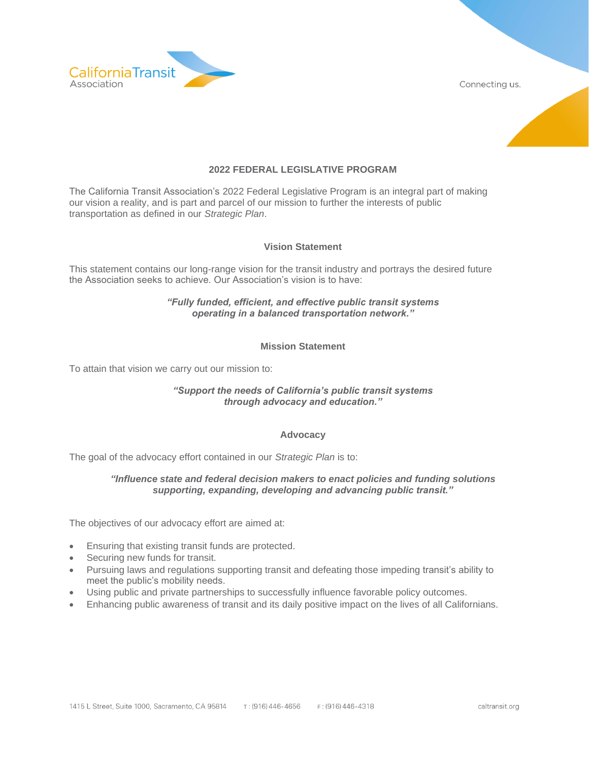# 2022 FEDERAL LEGISLATIVE PROGRAM

The California Transit Association's 2022 Federal Legislative Program is an integral part of making our vision a reality, and is part and parcel of our mission to further the interests of public transportation as defined in our *Strategic Plan*.

## Vision Statement

This statement contains our long-range vision for the transit industry and portrays the desired future the Association seeks to achieve. Our Association's vision is to have:

***"Fully funded, efficient, and effective public transit systems operating in a balanced transportation network."***

## Mission Statement

To attain that vision we carry out our mission to:

***"Support the needs of California's public transit systems through advocacy and education."***

## Advocacy

The goal of the advocacy effort contained in our *Strategic Plan* is to:

***"Influence state and federal decision makers to enact policies and funding solutions supporting, expanding, developing and advancing public transit."***

The objectives of our advocacy effort are aimed at:

- Ensuring that existing transit funds are protected.
- Securing new funds for transit.
- Pursuing laws and regulations supporting transit and defeating those impeding transit's ability to meet the public's mobility needs.
- Using public and private partnerships to successfully influence favorable policy outcomes.
- Enhancing public awareness of transit and its daily positive impact on the lives of all Californians.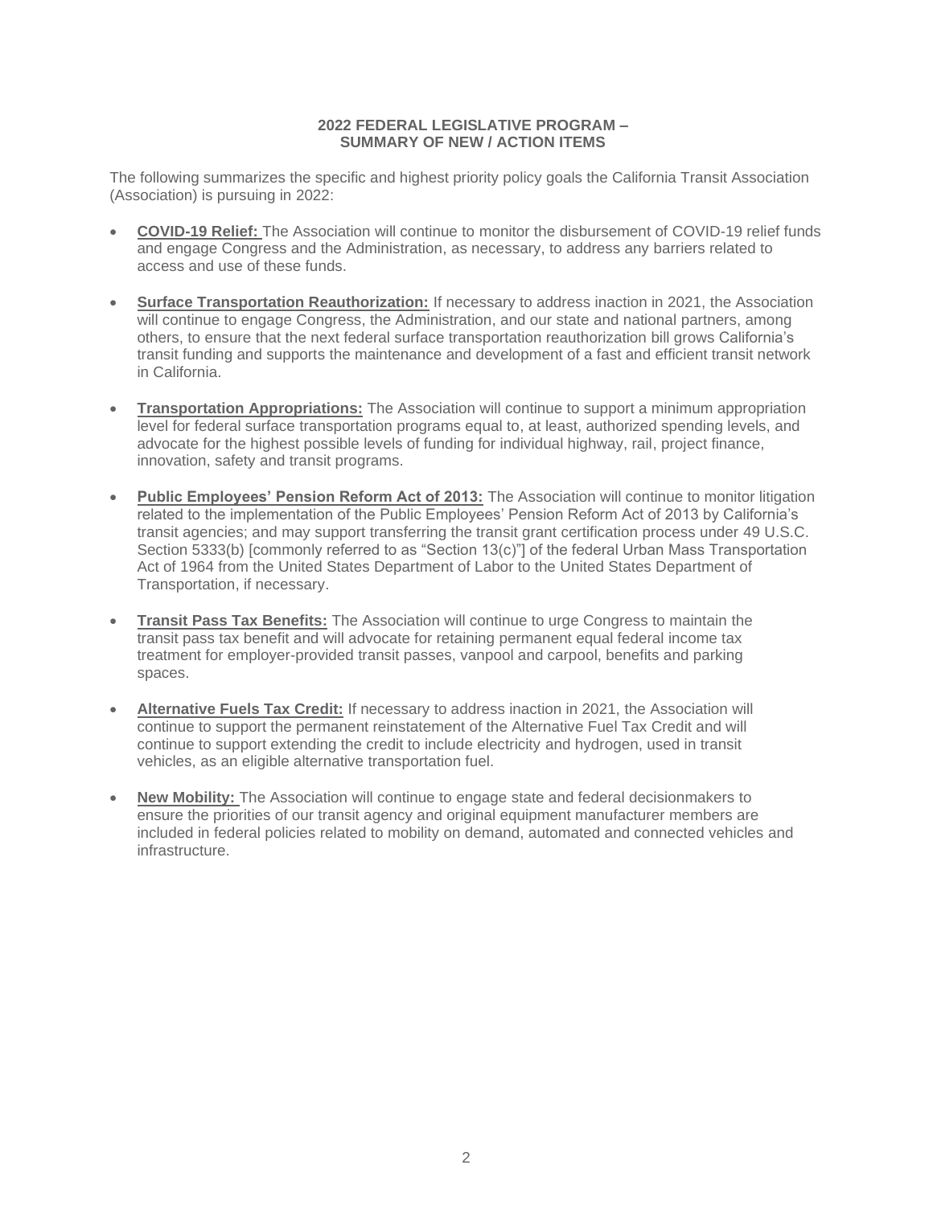**2022 FEDERAL LEGISLATIVE PROGRAM –**
**SUMMARY OF NEW / ACTION ITEMS**

The following summarizes the specific and highest priority policy goals the California Transit Association (Association) is pursuing in 2022:

- **COVID-19 Relief:** The Association will continue to monitor the disbursement of COVID-19 relief funds and engage Congress and the Administration, as necessary, to address any barriers related to access and use of these funds.

- **Surface Transportation Reauthorization:** If necessary to address inaction in 2021, the Association will continue to engage Congress, the Administration, and our state and national partners, among others, to ensure that the next federal surface transportation reauthorization bill grows California's transit funding and supports the maintenance and development of a fast and efficient transit network in California.

- **Transportation Appropriations:** The Association will continue to support a minimum appropriation level for federal surface transportation programs equal to, at least, authorized spending levels, and advocate for the highest possible levels of funding for individual highway, rail, project finance, innovation, safety and transit programs.

- **Public Employees' Pension Reform Act of 2013:** The Association will continue to monitor litigation related to the implementation of the Public Employees' Pension Reform Act of 2013 by California's transit agencies; and may support transferring the transit grant certification process under 49 U.S.C. Section 5333(b) [commonly referred to as "Section 13(c)"] of the federal Urban Mass Transportation Act of 1964 from the United States Department of Labor to the United States Department of Transportation, if necessary.

- **Transit Pass Tax Benefits:** The Association will continue to urge Congress to maintain the transit pass tax benefit and will advocate for retaining permanent equal federal income tax treatment for employer-provided transit passes, vanpool and carpool, benefits and parking spaces.

- **Alternative Fuels Tax Credit:** If necessary to address inaction in 2021, the Association will continue to support the permanent reinstatement of the Alternative Fuel Tax Credit and will continue to support extending the credit to include electricity and hydrogen, used in transit vehicles, as an eligible alternative transportation fuel.

- **New Mobility:** The Association will continue to engage state and federal decisionmakers to ensure the priorities of our transit agency and original equipment manufacturer members are included in federal policies related to mobility on demand, automated and connected vehicles and infrastructure.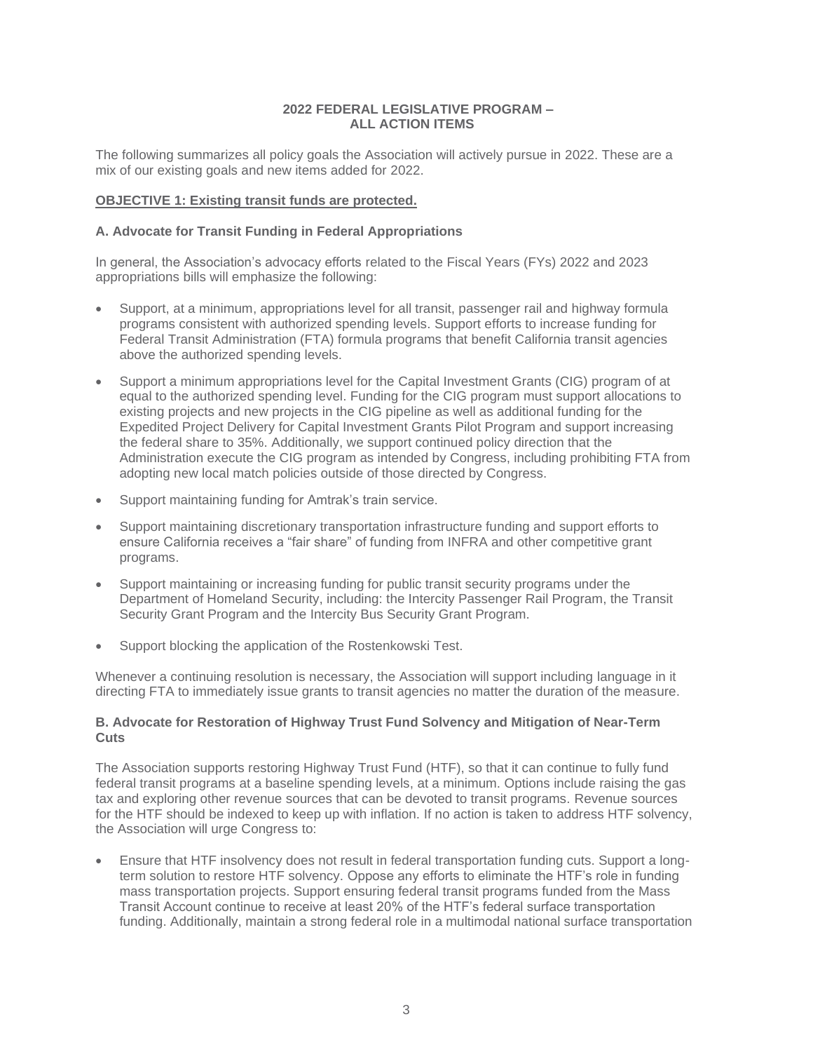## 2022 FEDERAL LEGISLATIVE PROGRAM – ALL ACTION ITEMS

The following summarizes all policy goals the Association will actively pursue in 2022. These are a mix of our existing goals and new items added for 2022.

**OBJECTIVE 1: Existing transit funds are protected.**

### A. Advocate for Transit Funding in Federal Appropriations

In general, the Association's advocacy efforts related to the Fiscal Years (FYs) 2022 and 2023 appropriations bills will emphasize the following:

- Support, at a minimum, appropriations level for all transit, passenger rail and highway formula programs consistent with authorized spending levels. Support efforts to increase funding for Federal Transit Administration (FTA) formula programs that benefit California transit agencies above the authorized spending levels.
- Support a minimum appropriations level for the Capital Investment Grants (CIG) program of at equal to the authorized spending level. Funding for the CIG program must support allocations to existing projects and new projects in the CIG pipeline as well as additional funding for the Expedited Project Delivery for Capital Investment Grants Pilot Program and support increasing the federal share to 35%. Additionally, we support continued policy direction that the Administration execute the CIG program as intended by Congress, including prohibiting FTA from adopting new local match policies outside of those directed by Congress.
- Support maintaining funding for Amtrak's train service.
- Support maintaining discretionary transportation infrastructure funding and support efforts to ensure California receives a "fair share" of funding from INFRA and other competitive grant programs.
- Support maintaining or increasing funding for public transit security programs under the Department of Homeland Security, including: the Intercity Passenger Rail Program, the Transit Security Grant Program and the Intercity Bus Security Grant Program.
- Support blocking the application of the Rostenkowski Test.

Whenever a continuing resolution is necessary, the Association will support including language in it directing FTA to immediately issue grants to transit agencies no matter the duration of the measure.

### B. Advocate for Restoration of Highway Trust Fund Solvency and Mitigation of Near-Term Cuts

The Association supports restoring Highway Trust Fund (HTF), so that it can continue to fully fund federal transit programs at a baseline spending levels, at a minimum. Options include raising the gas tax and exploring other revenue sources that can be devoted to transit programs. Revenue sources for the HTF should be indexed to keep up with inflation. If no action is taken to address HTF solvency, the Association will urge Congress to:

- Ensure that HTF insolvency does not result in federal transportation funding cuts. Support a long-term solution to restore HTF solvency. Oppose any efforts to eliminate the HTF's role in funding mass transportation projects. Support ensuring federal transit programs funded from the Mass Transit Account continue to receive at least 20% of the HTF's federal surface transportation funding. Additionally, maintain a strong federal role in a multimodal national surface transportation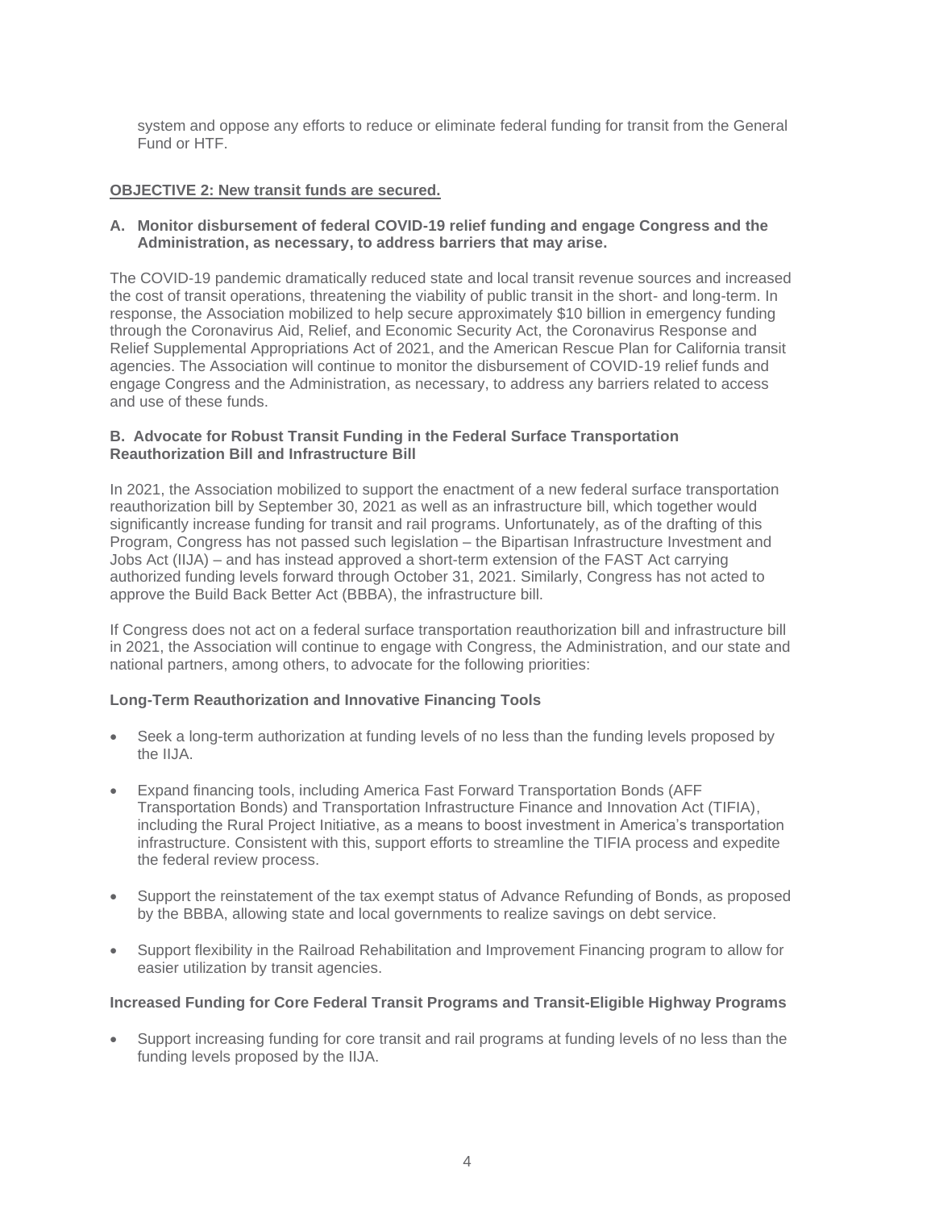system and oppose any efforts to reduce or eliminate federal funding for transit from the General Fund or HTF.

**OBJECTIVE 2: New transit funds are secured.**

**A. Monitor disbursement of federal COVID-19 relief funding and engage Congress and the Administration, as necessary, to address barriers that may arise.**

The COVID-19 pandemic dramatically reduced state and local transit revenue sources and increased the cost of transit operations, threatening the viability of public transit in the short- and long-term. In response, the Association mobilized to help secure approximately $10 billion in emergency funding through the Coronavirus Aid, Relief, and Economic Security Act, the Coronavirus Response and Relief Supplemental Appropriations Act of 2021, and the American Rescue Plan for California transit agencies. The Association will continue to monitor the disbursement of COVID-19 relief funds and engage Congress and the Administration, as necessary, to address any barriers related to access and use of these funds.

**B. Advocate for Robust Transit Funding in the Federal Surface Transportation Reauthorization Bill and Infrastructure Bill**

In 2021, the Association mobilized to support the enactment of a new federal surface transportation reauthorization bill by September 30, 2021 as well as an infrastructure bill, which together would significantly increase funding for transit and rail programs. Unfortunately, as of the drafting of this Program, Congress has not passed such legislation – the Bipartisan Infrastructure Investment and Jobs Act (IIJA) – and has instead approved a short-term extension of the FAST Act carrying authorized funding levels forward through October 31, 2021. Similarly, Congress has not acted to approve the Build Back Better Act (BBBA), the infrastructure bill.

If Congress does not act on a federal surface transportation reauthorization bill and infrastructure bill in 2021, the Association will continue to engage with Congress, the Administration, and our state and national partners, among others, to advocate for the following priorities:

**Long-Term Reauthorization and Innovative Financing Tools**

- Seek a long-term authorization at funding levels of no less than the funding levels proposed by the IIJA.
- Expand financing tools, including America Fast Forward Transportation Bonds (AFF Transportation Bonds) and Transportation Infrastructure Finance and Innovation Act (TIFIA), including the Rural Project Initiative, as a means to boost investment in America's transportation infrastructure. Consistent with this, support efforts to streamline the TIFIA process and expedite the federal review process.
- Support the reinstatement of the tax exempt status of Advance Refunding of Bonds, as proposed by the BBBA, allowing state and local governments to realize savings on debt service.
- Support flexibility in the Railroad Rehabilitation and Improvement Financing program to allow for easier utilization by transit agencies.

**Increased Funding for Core Federal Transit Programs and Transit-Eligible Highway Programs**

- Support increasing funding for core transit and rail programs at funding levels of no less than the funding levels proposed by the IIJA.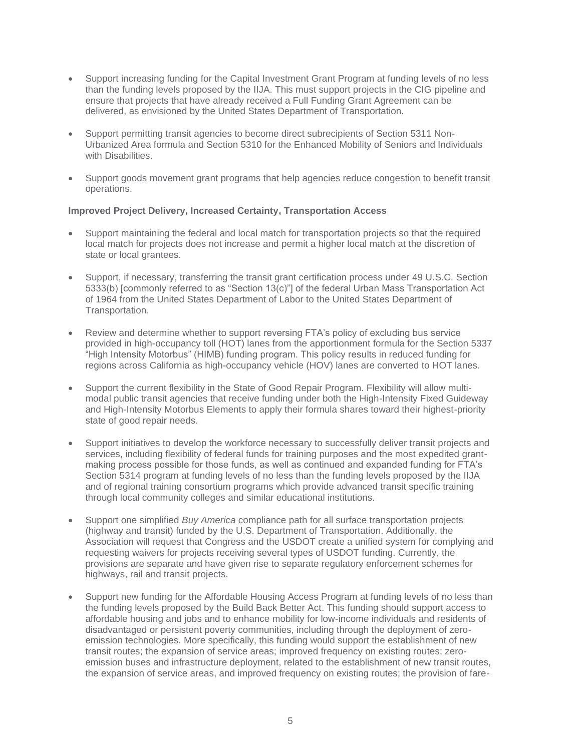- Support increasing funding for the Capital Investment Grant Program at funding levels of no less than the funding levels proposed by the IIJA. This must support projects in the CIG pipeline and ensure that projects that have already received a Full Funding Grant Agreement can be delivered, as envisioned by the United States Department of Transportation.

- Support permitting transit agencies to become direct subrecipients of Section 5311 Non-Urbanized Area formula and Section 5310 for the Enhanced Mobility of Seniors and Individuals with Disabilities.

- Support goods movement grant programs that help agencies reduce congestion to benefit transit operations.

**Improved Project Delivery, Increased Certainty, Transportation Access**

- Support maintaining the federal and local match for transportation projects so that the required local match for projects does not increase and permit a higher local match at the discretion of state or local grantees.

- Support, if necessary, transferring the transit grant certification process under 49 U.S.C. Section 5333(b) [commonly referred to as "Section 13(c)"] of the federal Urban Mass Transportation Act of 1964 from the United States Department of Labor to the United States Department of Transportation.

- Review and determine whether to support reversing FTA's policy of excluding bus service provided in high-occupancy toll (HOT) lanes from the apportionment formula for the Section 5337 "High Intensity Motorbus" (HIMB) funding program. This policy results in reduced funding for regions across California as high-occupancy vehicle (HOV) lanes are converted to HOT lanes.

- Support the current flexibility in the State of Good Repair Program. Flexibility will allow multi-modal public transit agencies that receive funding under both the High-Intensity Fixed Guideway and High-Intensity Motorbus Elements to apply their formula shares toward their highest-priority state of good repair needs.

- Support initiatives to develop the workforce necessary to successfully deliver transit projects and services, including flexibility of federal funds for training purposes and the most expedited grant-making process possible for those funds, as well as continued and expanded funding for FTA's Section 5314 program at funding levels of no less than the funding levels proposed by the IIJA and of regional training consortium programs which provide advanced transit specific training through local community colleges and similar educational institutions.

- Support one simplified *Buy America* compliance path for all surface transportation projects (highway and transit) funded by the U.S. Department of Transportation. Additionally, the Association will request that Congress and the USDOT create a unified system for complying and requesting waivers for projects receiving several types of USDOT funding. Currently, the provisions are separate and have given rise to separate regulatory enforcement schemes for highways, rail and transit projects.

- Support new funding for the Affordable Housing Access Program at funding levels of no less than the funding levels proposed by the Build Back Better Act. This funding should support access to affordable housing and jobs and to enhance mobility for low-income individuals and residents of disadvantaged or persistent poverty communities, including through the deployment of zero-emission technologies. More specifically, this funding would support the establishment of new transit routes; the expansion of service areas; improved frequency on existing routes; zero-emission buses and infrastructure deployment, related to the establishment of new transit routes, the expansion of service areas, and improved frequency on existing routes; the provision of fare-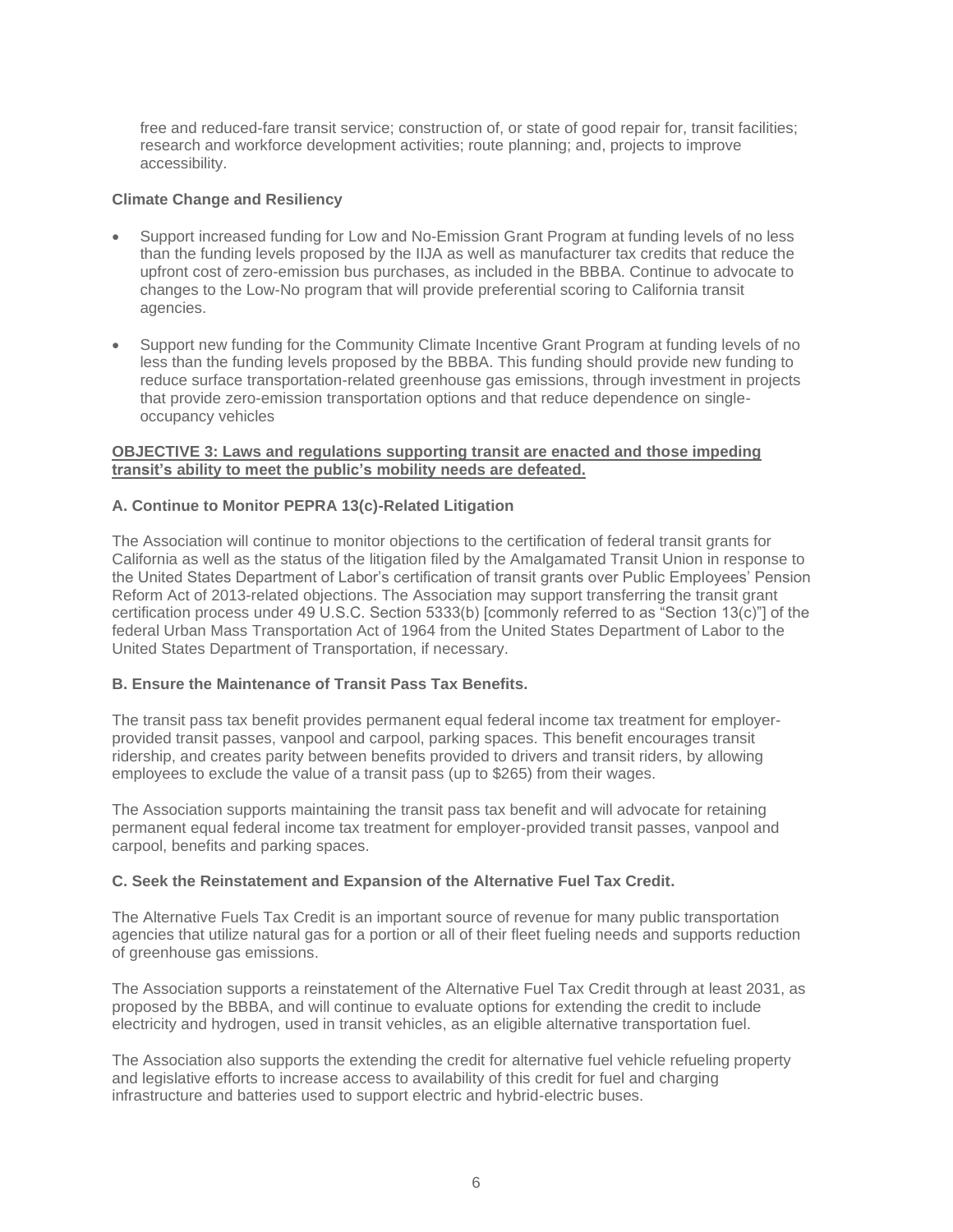free and reduced-fare transit service; construction of, or state of good repair for, transit facilities; research and workforce development activities; route planning; and, projects to improve accessibility.

**Climate Change and Resiliency**

- Support increased funding for Low and No-Emission Grant Program at funding levels of no less than the funding levels proposed by the IIJA as well as manufacturer tax credits that reduce the upfront cost of zero-emission bus purchases, as included in the BBBA. Continue to advocate to changes to the Low-No program that will provide preferential scoring to California transit agencies.
- Support new funding for the Community Climate Incentive Grant Program at funding levels of no less than the funding levels proposed by the BBBA. This funding should provide new funding to reduce surface transportation-related greenhouse gas emissions, through investment in projects that provide zero-emission transportation options and that reduce dependence on single-occupancy vehicles

**OBJECTIVE 3: Laws and regulations supporting transit are enacted and those impeding transit's ability to meet the public's mobility needs are defeated.**

**A. Continue to Monitor PEPRA 13(c)-Related Litigation**

The Association will continue to monitor objections to the certification of federal transit grants for California as well as the status of the litigation filed by the Amalgamated Transit Union in response to the United States Department of Labor's certification of transit grants over Public Employees' Pension Reform Act of 2013-related objections. The Association may support transferring the transit grant certification process under 49 U.S.C. Section 5333(b) [commonly referred to as "Section 13(c)"] of the federal Urban Mass Transportation Act of 1964 from the United States Department of Labor to the United States Department of Transportation, if necessary.

**B. Ensure the Maintenance of Transit Pass Tax Benefits.**

The transit pass tax benefit provides permanent equal federal income tax treatment for employer-provided transit passes, vanpool and carpool, parking spaces. This benefit encourages transit ridership, and creates parity between benefits provided to drivers and transit riders, by allowing employees to exclude the value of a transit pass (up to $265) from their wages.

The Association supports maintaining the transit pass tax benefit and will advocate for retaining permanent equal federal income tax treatment for employer-provided transit passes, vanpool and carpool, benefits and parking spaces.

**C. Seek the Reinstatement and Expansion of the Alternative Fuel Tax Credit.**

The Alternative Fuels Tax Credit is an important source of revenue for many public transportation agencies that utilize natural gas for a portion or all of their fleet fueling needs and supports reduction of greenhouse gas emissions.

The Association supports a reinstatement of the Alternative Fuel Tax Credit through at least 2031, as proposed by the BBBA, and will continue to evaluate options for extending the credit to include electricity and hydrogen, used in transit vehicles, as an eligible alternative transportation fuel.

The Association also supports the extending the credit for alternative fuel vehicle refueling property and legislative efforts to increase access to availability of this credit for fuel and charging infrastructure and batteries used to support electric and hybrid-electric buses.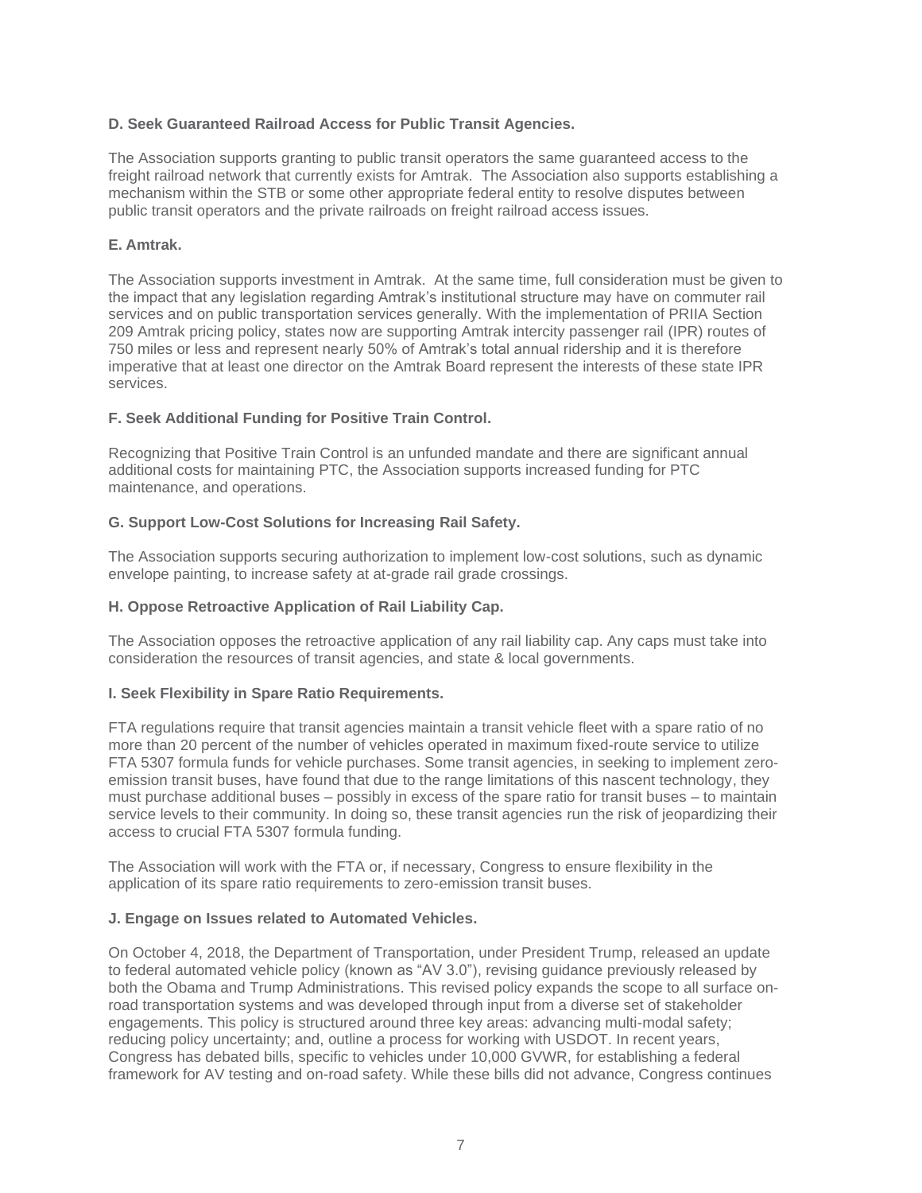**D. Seek Guaranteed Railroad Access for Public Transit Agencies.**

The Association supports granting to public transit operators the same guaranteed access to the freight railroad network that currently exists for Amtrak. The Association also supports establishing a mechanism within the STB or some other appropriate federal entity to resolve disputes between public transit operators and the private railroads on freight railroad access issues.

**E. Amtrak.**

The Association supports investment in Amtrak. At the same time, full consideration must be given to the impact that any legislation regarding Amtrak's institutional structure may have on commuter rail services and on public transportation services generally. With the implementation of PRIIA Section 209 Amtrak pricing policy, states now are supporting Amtrak intercity passenger rail (IPR) routes of 750 miles or less and represent nearly 50% of Amtrak's total annual ridership and it is therefore imperative that at least one director on the Amtrak Board represent the interests of these state IPR services.

**F. Seek Additional Funding for Positive Train Control.**

Recognizing that Positive Train Control is an unfunded mandate and there are significant annual additional costs for maintaining PTC, the Association supports increased funding for PTC maintenance, and operations.

**G. Support Low-Cost Solutions for Increasing Rail Safety.**

The Association supports securing authorization to implement low-cost solutions, such as dynamic envelope painting, to increase safety at at-grade rail grade crossings.

**H. Oppose Retroactive Application of Rail Liability Cap.**

The Association opposes the retroactive application of any rail liability cap. Any caps must take into consideration the resources of transit agencies, and state & local governments.

**I. Seek Flexibility in Spare Ratio Requirements.**

FTA regulations require that transit agencies maintain a transit vehicle fleet with a spare ratio of no more than 20 percent of the number of vehicles operated in maximum fixed-route service to utilize FTA 5307 formula funds for vehicle purchases. Some transit agencies, in seeking to implement zero-emission transit buses, have found that due to the range limitations of this nascent technology, they must purchase additional buses – possibly in excess of the spare ratio for transit buses – to maintain service levels to their community. In doing so, these transit agencies run the risk of jeopardizing their access to crucial FTA 5307 formula funding.

The Association will work with the FTA or, if necessary, Congress to ensure flexibility in the application of its spare ratio requirements to zero-emission transit buses.

**J. Engage on Issues related to Automated Vehicles.**

On October 4, 2018, the Department of Transportation, under President Trump, released an update to federal automated vehicle policy (known as "AV 3.0"), revising guidance previously released by both the Obama and Trump Administrations. This revised policy expands the scope to all surface on-road transportation systems and was developed through input from a diverse set of stakeholder engagements. This policy is structured around three key areas: advancing multi-modal safety; reducing policy uncertainty; and, outline a process for working with USDOT. In recent years, Congress has debated bills, specific to vehicles under 10,000 GVWR, for establishing a federal framework for AV testing and on-road safety. While these bills did not advance, Congress continues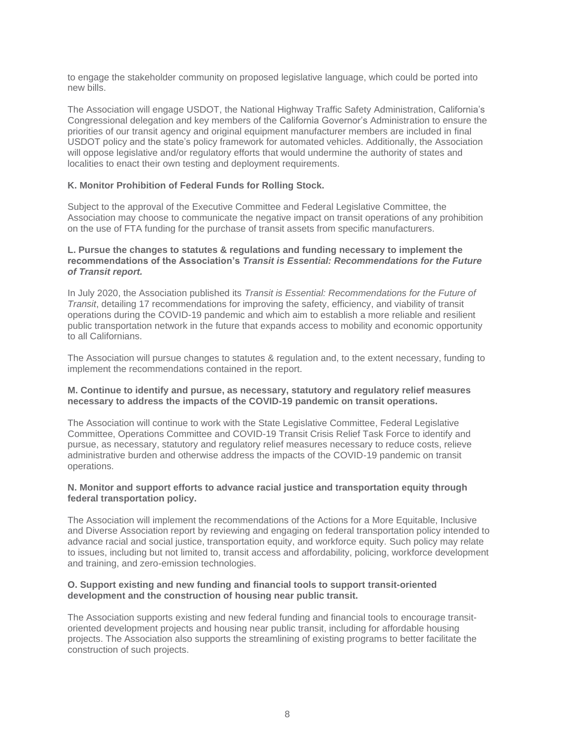to engage the stakeholder community on proposed legislative language, which could be ported into new bills.

The Association will engage USDOT, the National Highway Traffic Safety Administration, California's Congressional delegation and key members of the California Governor's Administration to ensure the priorities of our transit agency and original equipment manufacturer members are included in final USDOT policy and the state's policy framework for automated vehicles. Additionally, the Association will oppose legislative and/or regulatory efforts that would undermine the authority of states and localities to enact their own testing and deployment requirements.

**K. Monitor Prohibition of Federal Funds for Rolling Stock.**

Subject to the approval of the Executive Committee and Federal Legislative Committee, the Association may choose to communicate the negative impact on transit operations of any prohibition on the use of FTA funding for the purchase of transit assets from specific manufacturers.

**L. Pursue the changes to statutes & regulations and funding necessary to implement the recommendations of the Association's *Transit is Essential: Recommendations for the Future of Transit report.***

In July 2020, the Association published its *Transit is Essential: Recommendations for the Future of Transit*, detailing 17 recommendations for improving the safety, efficiency, and viability of transit operations during the COVID-19 pandemic and which aim to establish a more reliable and resilient public transportation network in the future that expands access to mobility and economic opportunity to all Californians.

The Association will pursue changes to statutes & regulation and, to the extent necessary, funding to implement the recommendations contained in the report.

**M. Continue to identify and pursue, as necessary, statutory and regulatory relief measures necessary to address the impacts of the COVID-19 pandemic on transit operations.**

The Association will continue to work with the State Legislative Committee, Federal Legislative Committee, Operations Committee and COVID-19 Transit Crisis Relief Task Force to identify and pursue, as necessary, statutory and regulatory relief measures necessary to reduce costs, relieve administrative burden and otherwise address the impacts of the COVID-19 pandemic on transit operations.

**N. Monitor and support efforts to advance racial justice and transportation equity through federal transportation policy.**

The Association will implement the recommendations of the Actions for a More Equitable, Inclusive and Diverse Association report by reviewing and engaging on federal transportation policy intended to advance racial and social justice, transportation equity, and workforce equity. Such policy may relate to issues, including but not limited to, transit access and affordability, policing, workforce development and training, and zero-emission technologies.

**O. Support existing and new funding and financial tools to support transit-oriented development and the construction of housing near public transit.**

The Association supports existing and new federal funding and financial tools to encourage transit-oriented development projects and housing near public transit, including for affordable housing projects. The Association also supports the streamlining of existing programs to better facilitate the construction of such projects.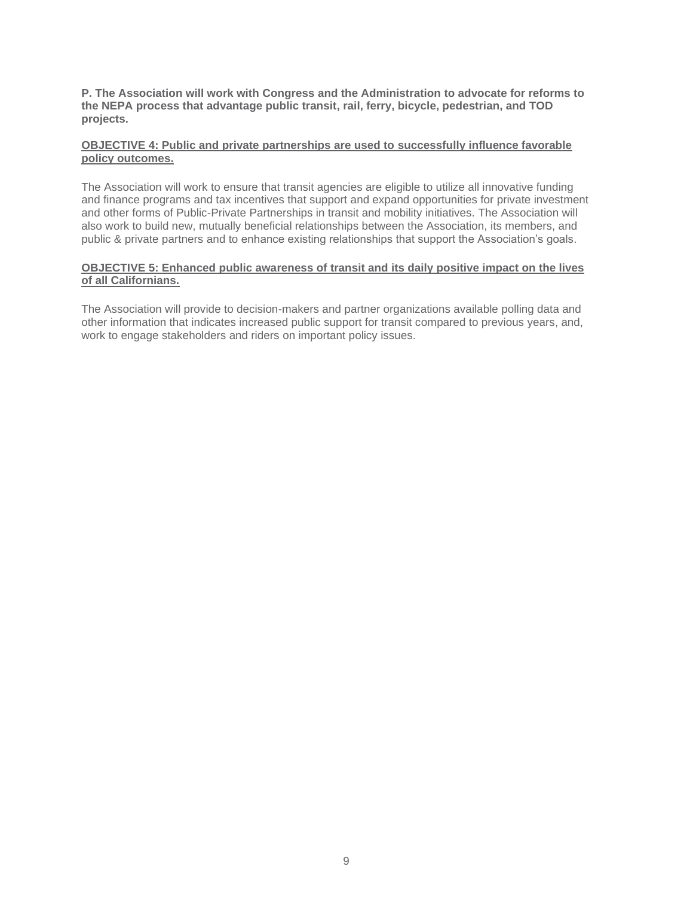**P. The Association will work with Congress and the Administration to advocate for reforms to the NEPA process that advantage public transit, rail, ferry, bicycle, pedestrian, and TOD projects.**

**<u>OBJECTIVE 4: Public and private partnerships are used to successfully influence favorable policy outcomes.</u>**

The Association will work to ensure that transit agencies are eligible to utilize all innovative funding and finance programs and tax incentives that support and expand opportunities for private investment and other forms of Public-Private Partnerships in transit and mobility initiatives. The Association will also work to build new, mutually beneficial relationships between the Association, its members, and public & private partners and to enhance existing relationships that support the Association's goals.

**<u>OBJECTIVE 5: Enhanced public awareness of transit and its daily positive impact on the lives of all Californians.</u>**

The Association will provide to decision-makers and partner organizations available polling data and other information that indicates increased public support for transit compared to previous years, and, work to engage stakeholders and riders on important policy issues.